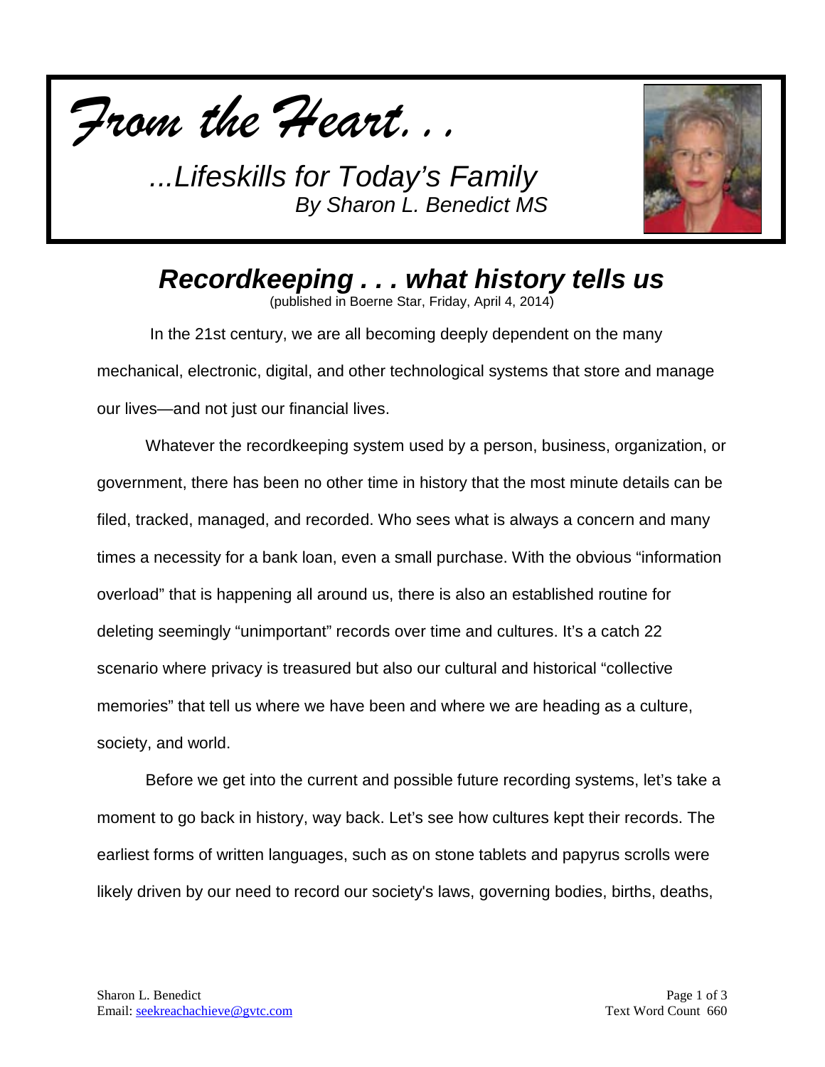*From the Heart. . .*

*...Lifeskills for Today's Family*
*By Sharon L. Benedict MS*

# Recordkeeping . . . what history tells us

(published in Boerne Star, Friday, April 4, 2014)

In the 21st century, we are all becoming deeply dependent on the many mechanical, electronic, digital, and other technological systems that store and manage our lives—and not just our financial lives.

Whatever the recordkeeping system used by a person, business, organization, or government, there has been no other time in history that the most minute details can be filed, tracked, managed, and recorded. Who sees what is always a concern and many times a necessity for a bank loan, even a small purchase. With the obvious "information overload" that is happening all around us, there is also an established routine for deleting seemingly "unimportant" records over time and cultures. It's a catch 22 scenario where privacy is treasured but also our cultural and historical "collective memories" that tell us where we have been and where we are heading as a culture, society, and world.

Before we get into the current and possible future recording systems, let's take a moment to go back in history, way back. Let's see how cultures kept their records. The earliest forms of written languages, such as on stone tablets and papyrus scrolls were likely driven by our need to record our society's laws, governing bodies, births, deaths,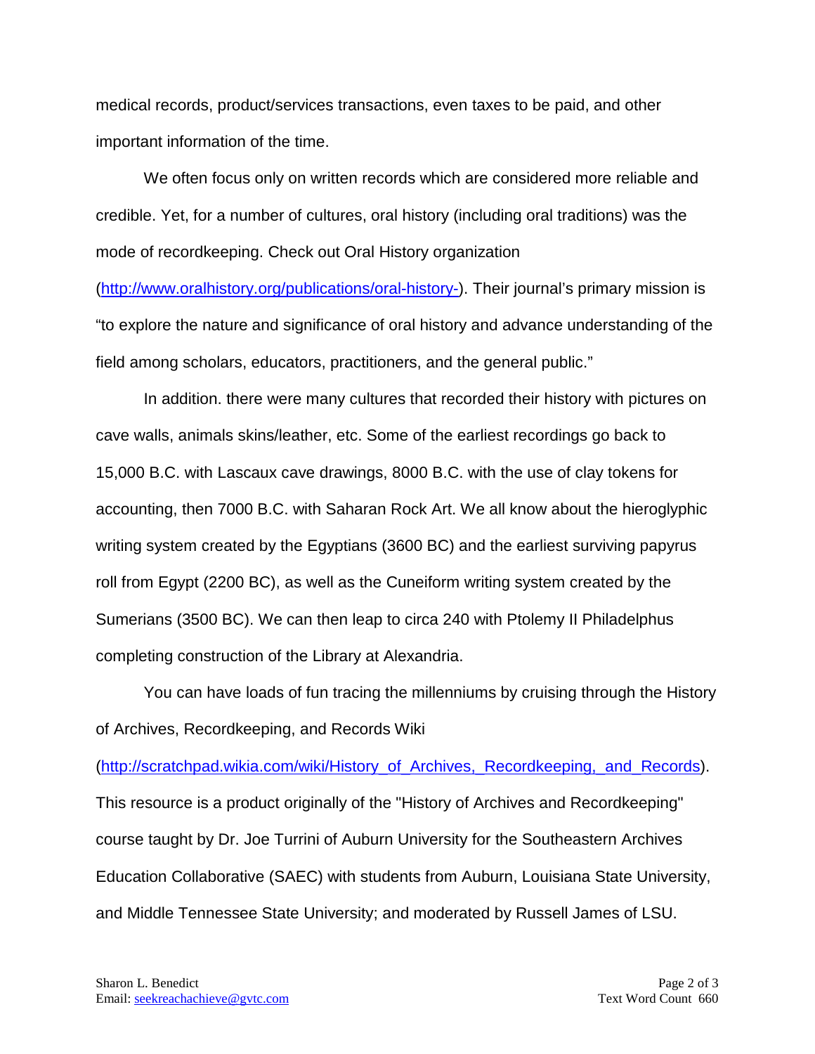medical records, product/services transactions, even taxes to be paid, and other important information of the time.

We often focus only on written records which are considered more reliable and credible. Yet, for a number of cultures, oral history (including oral traditions) was the mode of recordkeeping. Check out Oral History organization (http://www.oralhistory.org/publications/oral-history-). Their journal's primary mission is "to explore the nature and significance of oral history and advance understanding of the field among scholars, educators, practitioners, and the general public."

In addition. there were many cultures that recorded their history with pictures on cave walls, animals skins/leather, etc. Some of the earliest recordings go back to 15,000 B.C. with Lascaux cave drawings, 8000 B.C. with the use of clay tokens for accounting, then 7000 B.C. with Saharan Rock Art. We all know about the hieroglyphic writing system created by the Egyptians (3600 BC) and the earliest surviving papyrus roll from Egypt (2200 BC), as well as the Cuneiform writing system created by the Sumerians (3500 BC). We can then leap to circa 240 with Ptolemy II Philadelphus completing construction of the Library at Alexandria.

You can have loads of fun tracing the millenniums by cruising through the History of Archives, Recordkeeping, and Records Wiki (http://scratchpad.wikia.com/wiki/History_of_Archives,_Recordkeeping,_and_Records). This resource is a product originally of the "History of Archives and Recordkeeping" course taught by Dr. Joe Turrini of Auburn University for the Southeastern Archives Education Collaborative (SAEC) with students from Auburn, Louisiana State University, and Middle Tennessee State University; and moderated by Russell James of LSU.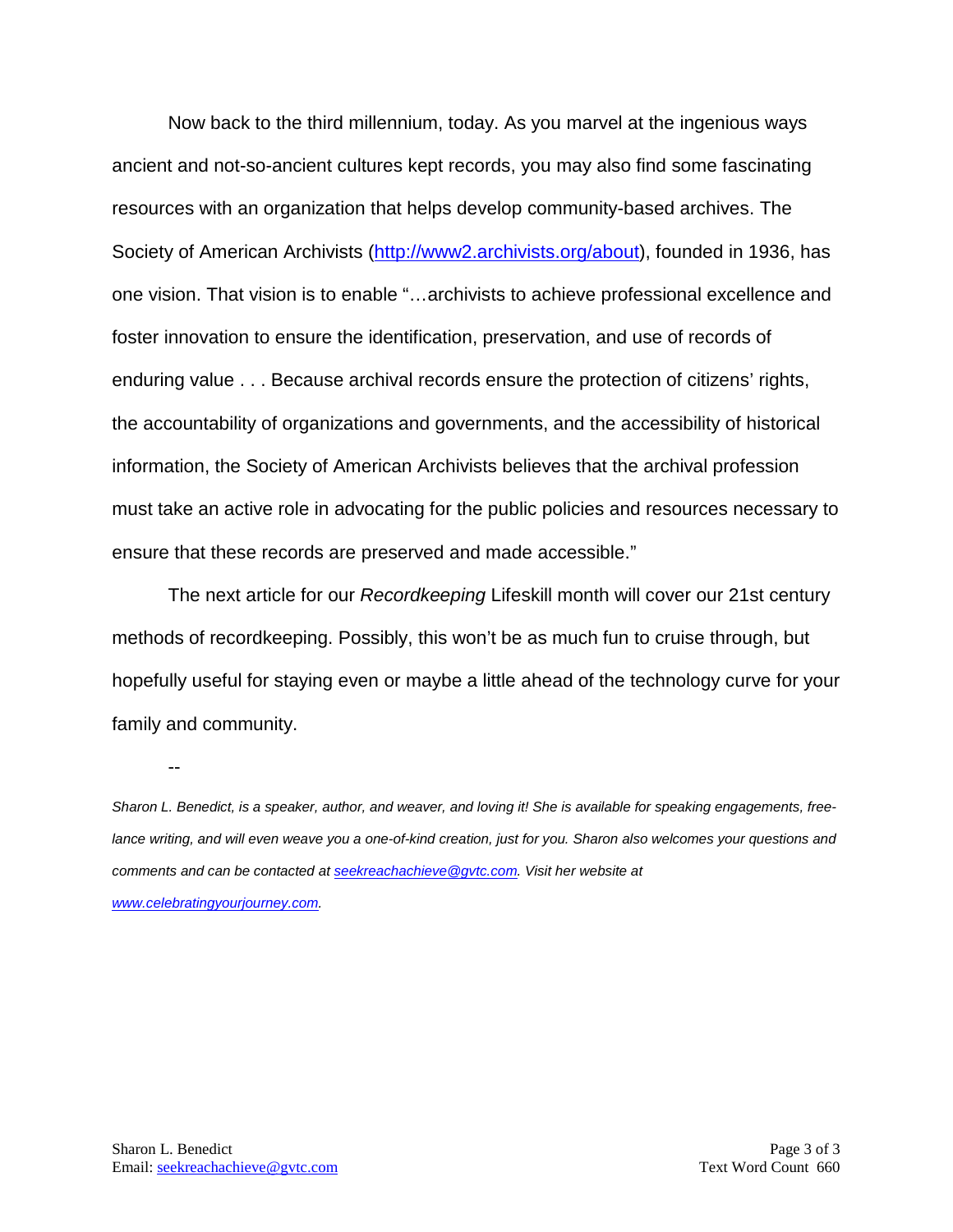Now back to the third millennium, today. As you marvel at the ingenious ways ancient and not-so-ancient cultures kept records, you may also find some fascinating resources with an organization that helps develop community-based archives. The Society of American Archivists (http://www2.archivists.org/about), founded in 1936, has one vision. That vision is to enable "…archivists to achieve professional excellence and foster innovation to ensure the identification, preservation, and use of records of enduring value . . . Because archival records ensure the protection of citizens' rights, the accountability of organizations and governments, and the accessibility of historical information, the Society of American Archivists believes that the archival profession must take an active role in advocating for the public policies and resources necessary to ensure that these records are preserved and made accessible."

The next article for our *Recordkeeping* Lifeskill month will cover our 21st century methods of recordkeeping. Possibly, this won't be as much fun to cruise through, but hopefully useful for staying even or maybe a little ahead of the technology curve for your family and community.

--

*Sharon L. Benedict, is a speaker, author, and weaver, and loving it! She is available for speaking engagements, free-lance writing, and will even weave you a one-of-kind creation, just for you. Sharon also welcomes your questions and comments and can be contacted at seekreachachieve@gvtc.com. Visit her website at www.celebratingyourjourney.com.*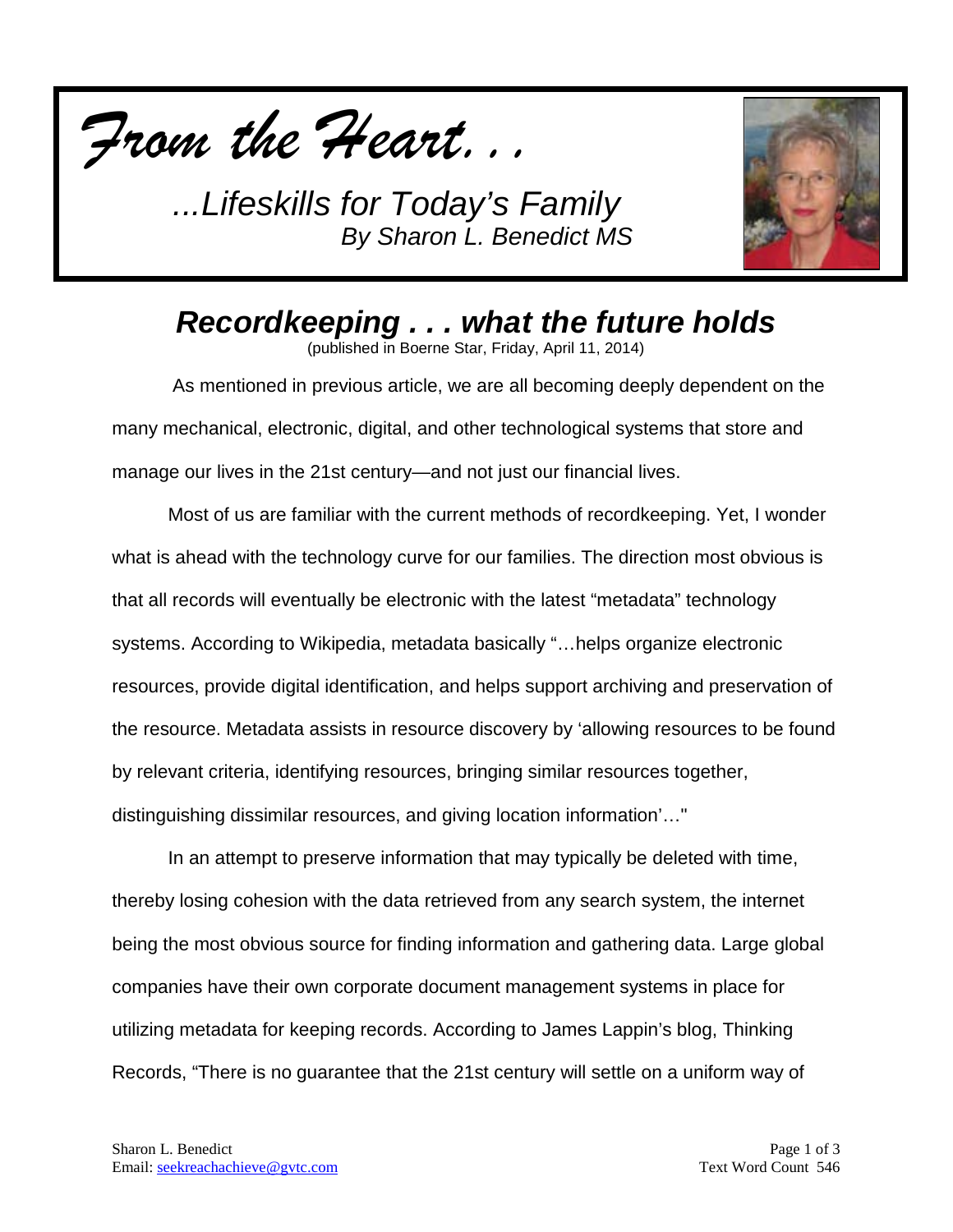*From the Heart...*

*...Lifeskills for Today's Family*
*By Sharon L. Benedict MS*

## *Recordkeeping . . . what the future holds*

(published in Boerne Star, Friday, April 11, 2014)

As mentioned in previous article, we are all becoming deeply dependent on the many mechanical, electronic, digital, and other technological systems that store and manage our lives in the 21st century—and not just our financial lives.

Most of us are familiar with the current methods of recordkeeping. Yet, I wonder what is ahead with the technology curve for our families. The direction most obvious is that all records will eventually be electronic with the latest "metadata" technology systems. According to Wikipedia, metadata basically "…helps organize electronic resources, provide digital identification, and helps support archiving and preservation of the resource. Metadata assists in resource discovery by 'allowing resources to be found by relevant criteria, identifying resources, bringing similar resources together, distinguishing dissimilar resources, and giving location information'…"

In an attempt to preserve information that may typically be deleted with time, thereby losing cohesion with the data retrieved from any search system, the internet being the most obvious source for finding information and gathering data. Large global companies have their own corporate document management systems in place for utilizing metadata for keeping records. According to James Lappin's blog, Thinking Records, "There is no guarantee that the 21st century will settle on a uniform way of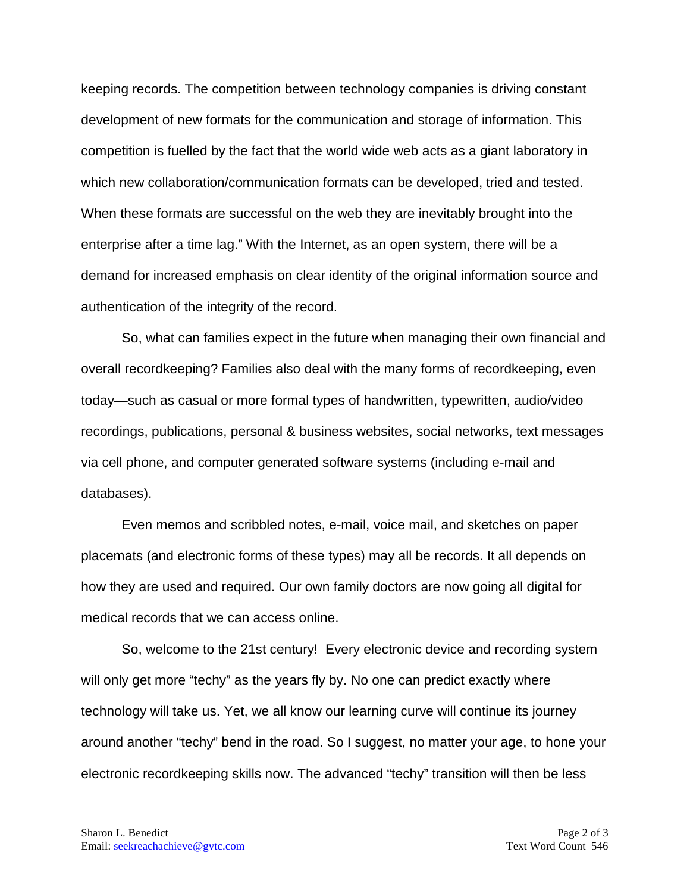keeping records. The competition between technology companies is driving constant development of new formats for the communication and storage of information. This competition is fuelled by the fact that the world wide web acts as a giant laboratory in which new collaboration/communication formats can be developed, tried and tested. When these formats are successful on the web they are inevitably brought into the enterprise after a time lag." With the Internet, as an open system, there will be a demand for increased emphasis on clear identity of the original information source and authentication of the integrity of the record.

So, what can families expect in the future when managing their own financial and overall recordkeeping? Families also deal with the many forms of recordkeeping, even today—such as casual or more formal types of handwritten, typewritten, audio/video recordings, publications, personal & business websites, social networks, text messages via cell phone, and computer generated software systems (including e-mail and databases).

Even memos and scribbled notes, e-mail, voice mail, and sketches on paper placemats (and electronic forms of these types) may all be records. It all depends on how they are used and required. Our own family doctors are now going all digital for medical records that we can access online.

So, welcome to the 21st century! Every electronic device and recording system will only get more "techy" as the years fly by. No one can predict exactly where technology will take us. Yet, we all know our learning curve will continue its journey around another "techy" bend in the road. So I suggest, no matter your age, to hone your electronic recordkeeping skills now. The advanced "techy" transition will then be less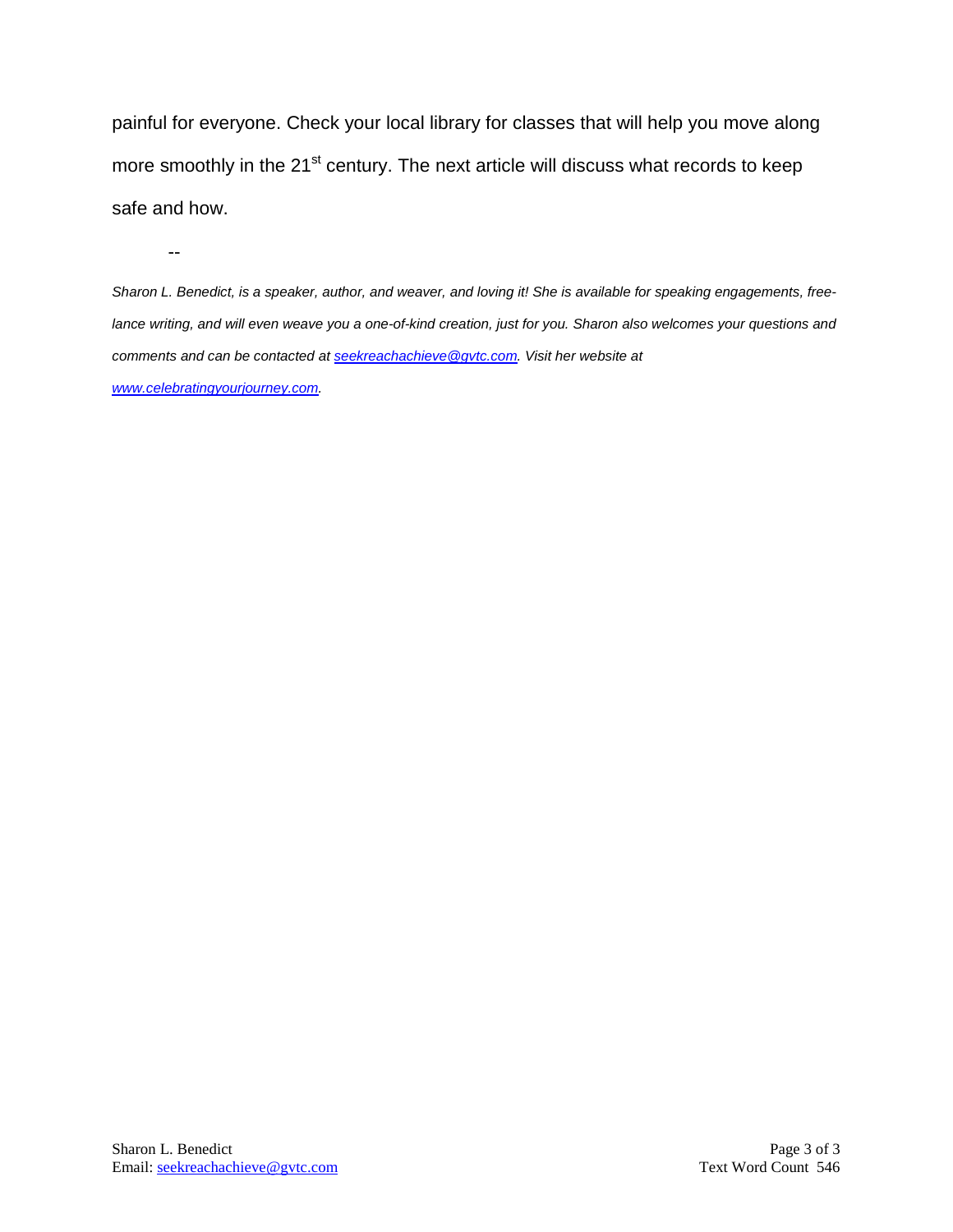painful for everyone. Check your local library for classes that will help you move along more smoothly in the 21st century. The next article will discuss what records to keep safe and how.

--

*Sharon L. Benedict, is a speaker, author, and weaver, and loving it! She is available for speaking engagements, free-lance writing, and will even weave you a one-of-kind creation, just for you. Sharon also welcomes your questions and comments and can be contacted at seekreachachieve@gvtc.com. Visit her website at www.celebratingyourjourney.com.*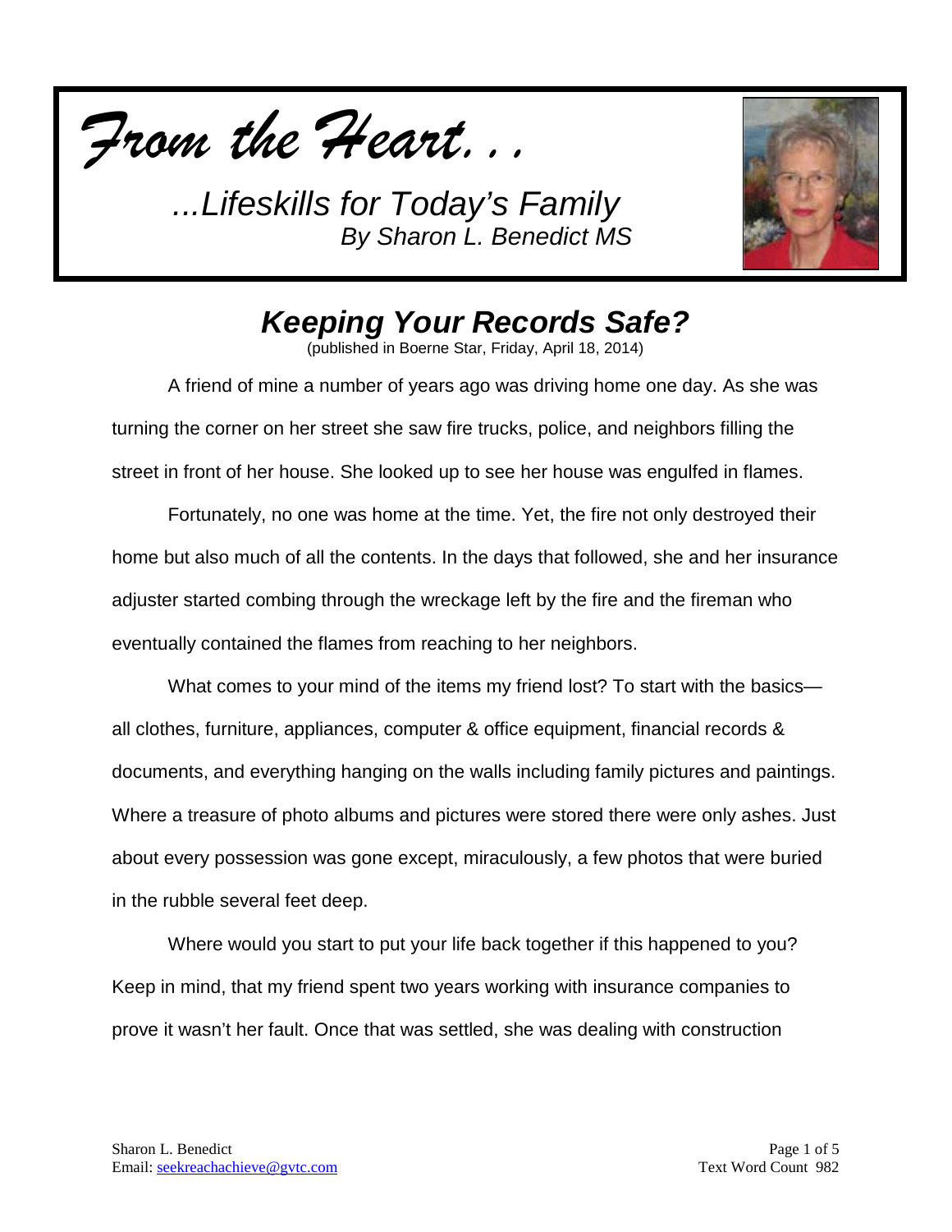*From the Heart...*

*...Lifeskills for Today's Family*
*By Sharon L. Benedict MS*

## *Keeping Your Records Safe?*

(published in Boerne Star, Friday, April 18, 2014)

A friend of mine a number of years ago was driving home one day. As she was turning the corner on her street she saw fire trucks, police, and neighbors filling the street in front of her house. She looked up to see her house was engulfed in flames.

Fortunately, no one was home at the time. Yet, the fire not only destroyed their home but also much of all the contents. In the days that followed, she and her insurance adjuster started combing through the wreckage left by the fire and the fireman who eventually contained the flames from reaching to her neighbors.

What comes to your mind of the items my friend lost? To start with the basics—all clothes, furniture, appliances, computer & office equipment, financial records & documents, and everything hanging on the walls including family pictures and paintings. Where a treasure of photo albums and pictures were stored there were only ashes. Just about every possession was gone except, miraculously, a few photos that were buried in the rubble several feet deep.

Where would you start to put your life back together if this happened to you? Keep in mind, that my friend spent two years working with insurance companies to prove it wasn't her fault. Once that was settled, she was dealing with construction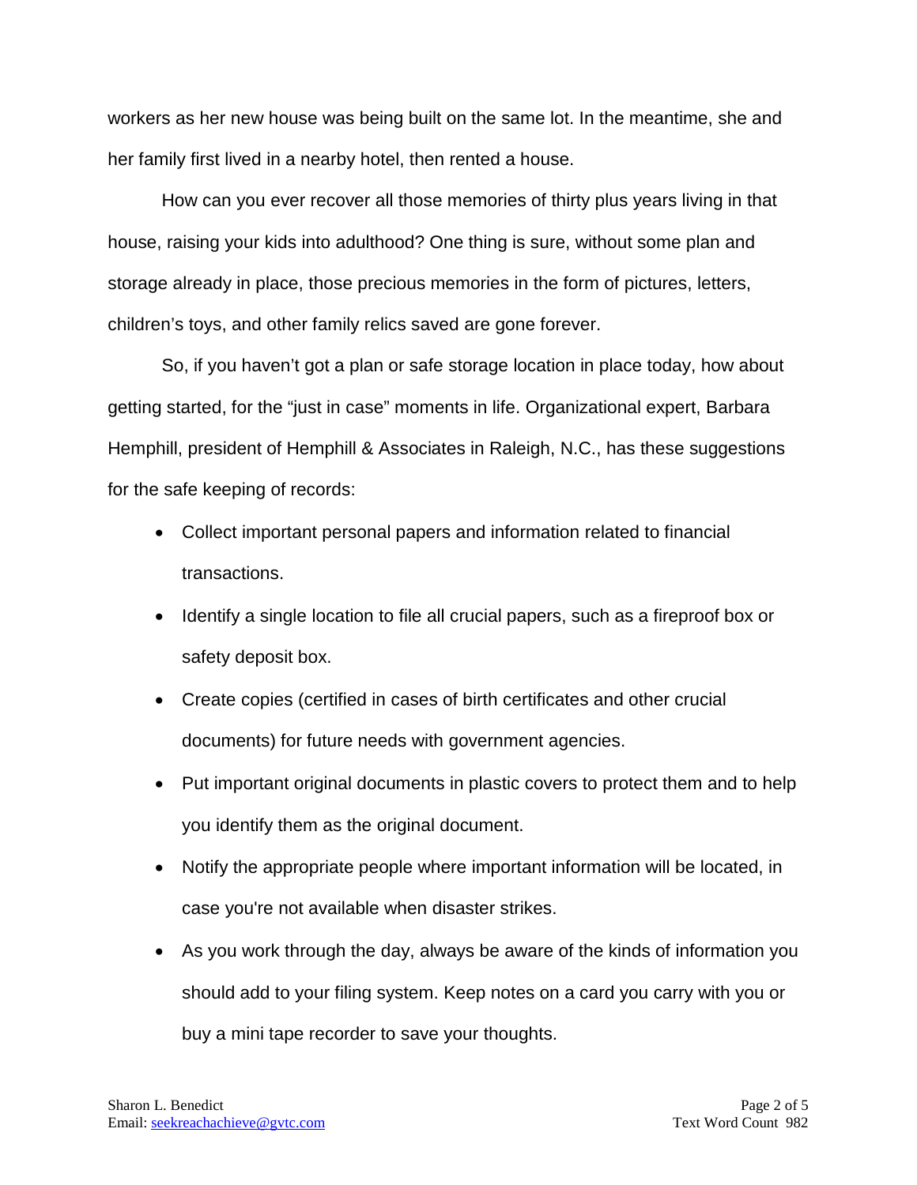workers as her new house was being built on the same lot. In the meantime, she and her family first lived in a nearby hotel, then rented a house.

How can you ever recover all those memories of thirty plus years living in that house, raising your kids into adulthood? One thing is sure, without some plan and storage already in place, those precious memories in the form of pictures, letters, children's toys, and other family relics saved are gone forever.

So, if you haven't got a plan or safe storage location in place today, how about getting started, for the "just in case" moments in life. Organizational expert, Barbara Hemphill, president of Hemphill & Associates in Raleigh, N.C., has these suggestions for the safe keeping of records:

- Collect important personal papers and information related to financial transactions.
- Identify a single location to file all crucial papers, such as a fireproof box or safety deposit box.
- Create copies (certified in cases of birth certificates and other crucial documents) for future needs with government agencies.
- Put important original documents in plastic covers to protect them and to help you identify them as the original document.
- Notify the appropriate people where important information will be located, in case you're not available when disaster strikes.
- As you work through the day, always be aware of the kinds of information you should add to your filing system. Keep notes on a card you carry with you or buy a mini tape recorder to save your thoughts.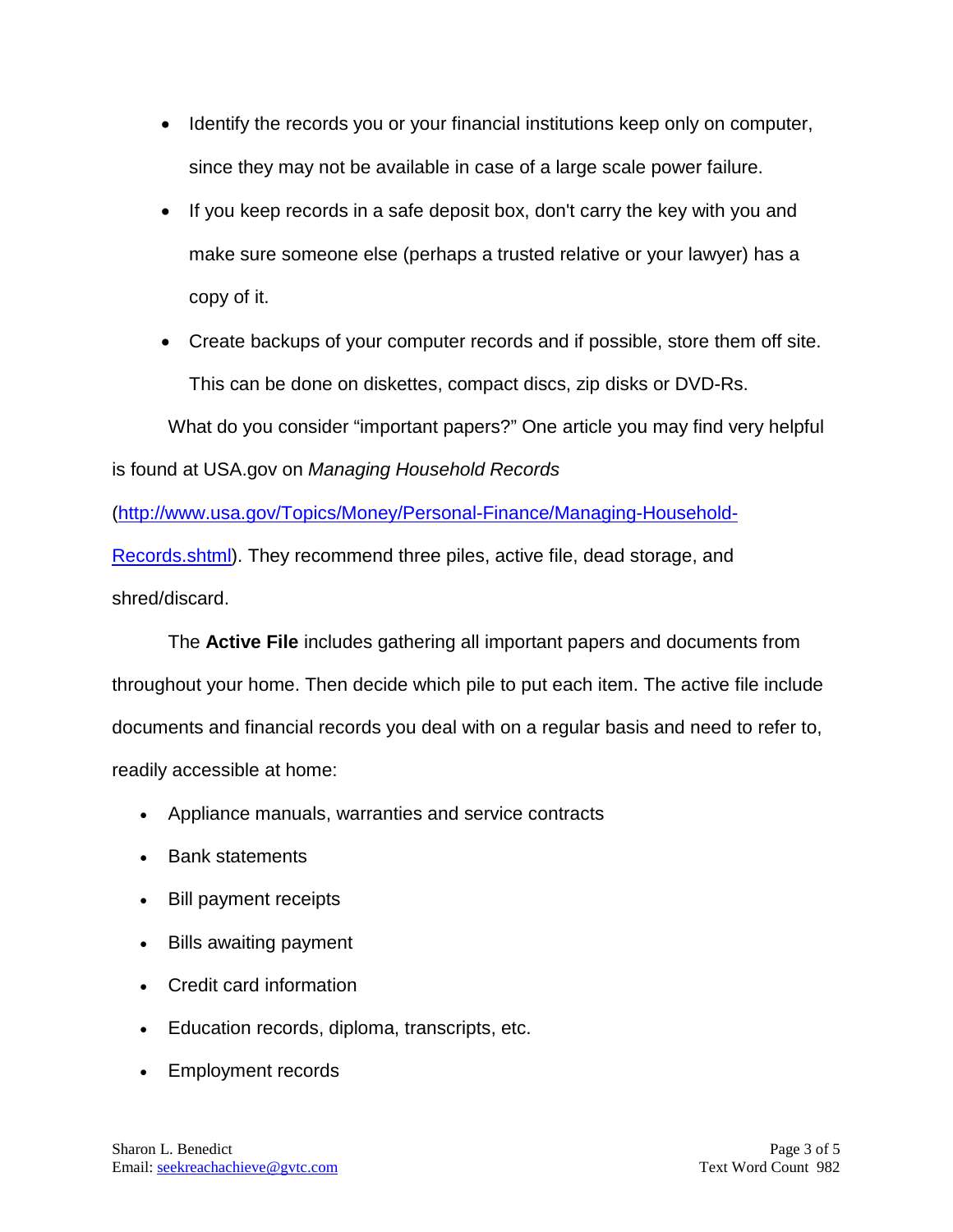- Identify the records you or your financial institutions keep only on computer, since they may not be available in case of a large scale power failure.
- If you keep records in a safe deposit box, don't carry the key with you and make sure someone else (perhaps a trusted relative or your lawyer) has a copy of it.
- Create backups of your computer records and if possible, store them off site. This can be done on diskettes, compact discs, zip disks or DVD-Rs.

What do you consider "important papers?" One article you may find very helpful is found at USA.gov on *Managing Household Records* (http://www.usa.gov/Topics/Money/Personal-Finance/Managing-Household-Records.shtml). They recommend three piles, active file, dead storage, and shred/discard.

The **Active File** includes gathering all important papers and documents from throughout your home. Then decide which pile to put each item. The active file include documents and financial records you deal with on a regular basis and need to refer to, readily accessible at home:

- Appliance manuals, warranties and service contracts
- Bank statements
- Bill payment receipts
- Bills awaiting payment
- Credit card information
- Education records, diploma, transcripts, etc.
- Employment records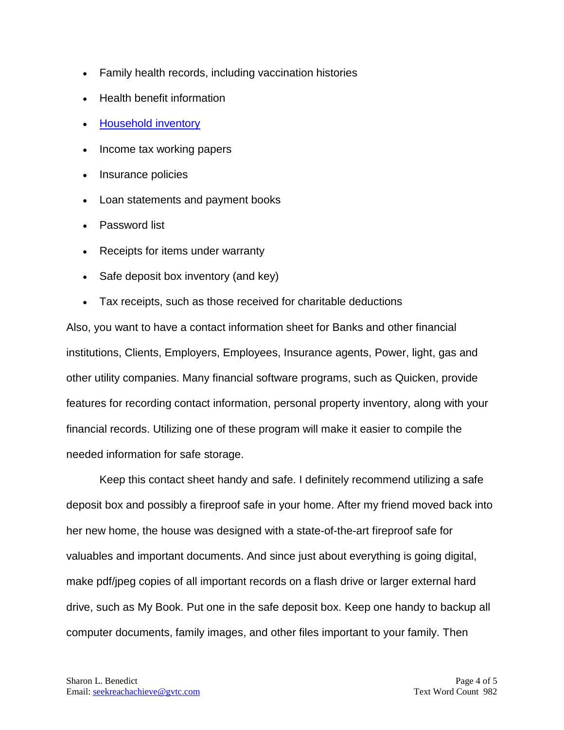- Family health records, including vaccination histories
- Health benefit information
- [Household inventory]
- Income tax working papers
- Insurance policies
- Loan statements and payment books
- Password list
- Receipts for items under warranty
- Safe deposit box inventory (and key)
- Tax receipts, such as those received for charitable deductions

Also, you want to have a contact information sheet for Banks and other financial institutions, Clients, Employers, Employees, Insurance agents, Power, light, gas and other utility companies. Many financial software programs, such as Quicken, provide features for recording contact information, personal property inventory, along with your financial records. Utilizing one of these program will make it easier to compile the needed information for safe storage.

Keep this contact sheet handy and safe. I definitely recommend utilizing a safe deposit box and possibly a fireproof safe in your home. After my friend moved back into her new home, the house was designed with a state-of-the-art fireproof safe for valuables and important documents. And since just about everything is going digital, make pdf/jpeg copies of all important records on a flash drive or larger external hard drive, such as My Book. Put one in the safe deposit box. Keep one handy to backup all computer documents, family images, and other files important to your family. Then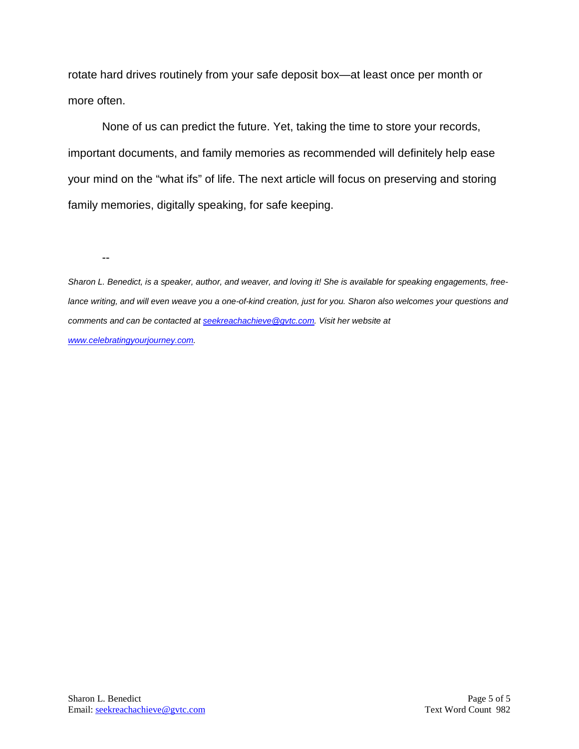rotate hard drives routinely from your safe deposit box—at least once per month or more often.

None of us can predict the future. Yet, taking the time to store your records, important documents, and family memories as recommended will definitely help ease your mind on the "what ifs" of life. The next article will focus on preserving and storing family memories, digitally speaking, for safe keeping.

--

*Sharon L. Benedict, is a speaker, author, and weaver, and loving it! She is available for speaking engagements, free-lance writing, and will even weave you a one-of-kind creation, just for you. Sharon also welcomes your questions and comments and can be contacted at [seekreachachieve@gvtc.com](mailto:seekreachachieve@gvtc.com). Visit her website at [www.celebratingyourjourney.com](http://www.celebratingyourjourney.com).*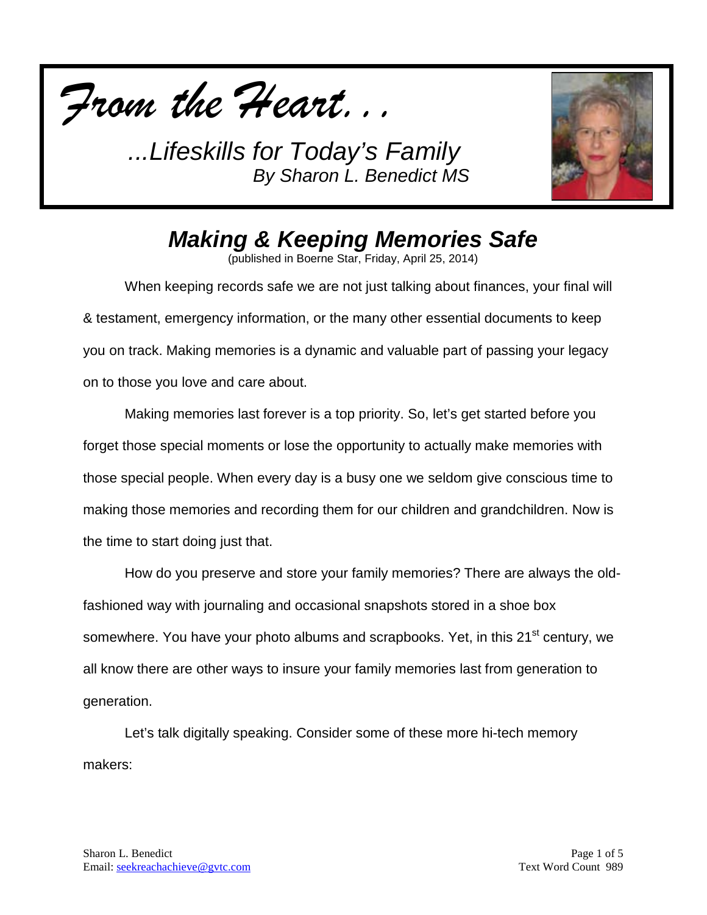*From the Heart…*

*…Lifeskills for Today's Family*
*By Sharon L. Benedict MS*

# *Making & Keeping Memories Safe*

(published in Boerne Star, Friday, April 25, 2014)

When keeping records safe we are not just talking about finances, your final will & testament, emergency information, or the many other essential documents to keep you on track. Making memories is a dynamic and valuable part of passing your legacy on to those you love and care about.

Making memories last forever is a top priority. So, let's get started before you forget those special moments or lose the opportunity to actually make memories with those special people. When every day is a busy one we seldom give conscious time to making those memories and recording them for our children and grandchildren. Now is the time to start doing just that.

How do you preserve and store your family memories? There are always the old-fashioned way with journaling and occasional snapshots stored in a shoe box somewhere. You have your photo albums and scrapbooks. Yet, in this 21st century, we all know there are other ways to insure your family memories last from generation to generation.

Let's talk digitally speaking. Consider some of these more hi-tech memory makers:

Sharon L. Benedict
Email: seekreachachieve@gvtc.com

Text Word Count 989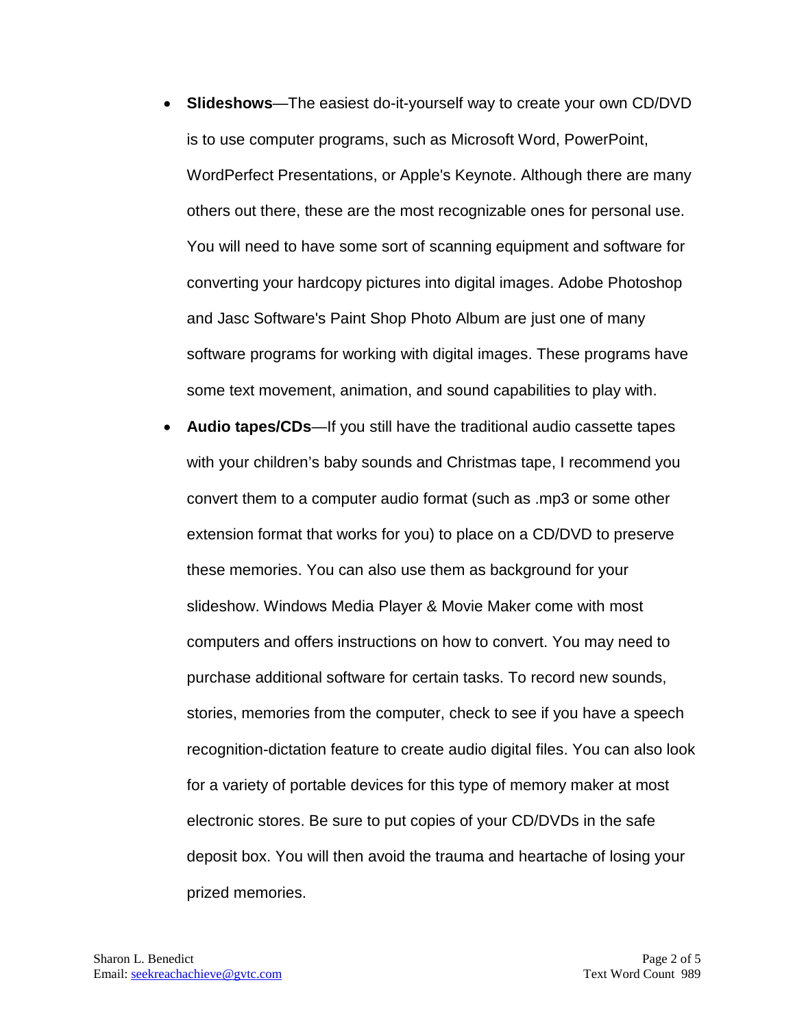- **Slideshows**—The easiest do-it-yourself way to create your own CD/DVD is to use computer programs, such as Microsoft Word, PowerPoint, WordPerfect Presentations, or Apple's Keynote. Although there are many others out there, these are the most recognizable ones for personal use. You will need to have some sort of scanning equipment and software for converting your hardcopy pictures into digital images. Adobe Photoshop and Jasc Software's Paint Shop Photo Album are just one of many software programs for working with digital images. These programs have some text movement, animation, and sound capabilities to play with.
- **Audio tapes/CDs**—If you still have the traditional audio cassette tapes with your children's baby sounds and Christmas tape, I recommend you convert them to a computer audio format (such as .mp3 or some other extension format that works for you) to place on a CD/DVD to preserve these memories. You can also use them as background for your slideshow. Windows Media Player & Movie Maker come with most computers and offers instructions on how to convert. You may need to purchase additional software for certain tasks. To record new sounds, stories, memories from the computer, check to see if you have a speech recognition-dictation feature to create audio digital files. You can also look for a variety of portable devices for this type of memory maker at most electronic stores. Be sure to put copies of your CD/DVDs in the safe deposit box. You will then avoid the trauma and heartache of losing your prized memories.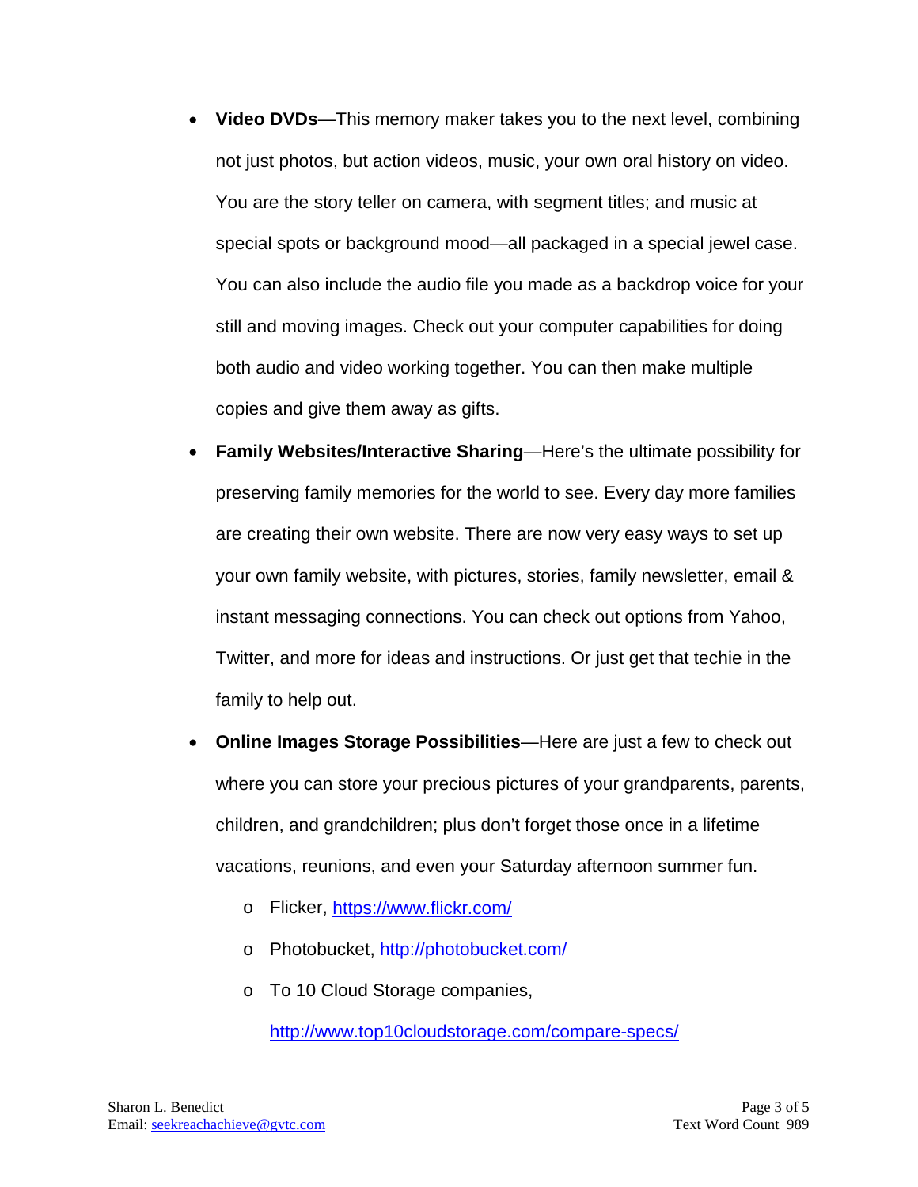- **Video DVDs**—This memory maker takes you to the next level, combining not just photos, but action videos, music, your own oral history on video. You are the story teller on camera, with segment titles; and music at special spots or background mood—all packaged in a special jewel case. You can also include the audio file you made as a backdrop voice for your still and moving images. Check out your computer capabilities for doing both audio and video working together. You can then make multiple copies and give them away as gifts.
- **Family Websites/Interactive Sharing**—Here's the ultimate possibility for preserving family memories for the world to see. Every day more families are creating their own website. There are now very easy ways to set up your own family website, with pictures, stories, family newsletter, email & instant messaging connections. You can check out options from Yahoo, Twitter, and more for ideas and instructions. Or just get that techie in the family to help out.
- **Online Images Storage Possibilities**—Here are just a few to check out where you can store your precious pictures of your grandparents, parents, children, and grandchildren; plus don't forget those once in a lifetime vacations, reunions, and even your Saturday afternoon summer fun.
  - Flicker, [https://www.flickr.com/](https://www.flickr.com/)
  - Photobucket, [http://photobucket.com/](http://photobucket.com/)
  - To 10 Cloud Storage companies, [http://www.top10cloudstorage.com/compare-specs/](http://www.top10cloudstorage.com/compare-specs/)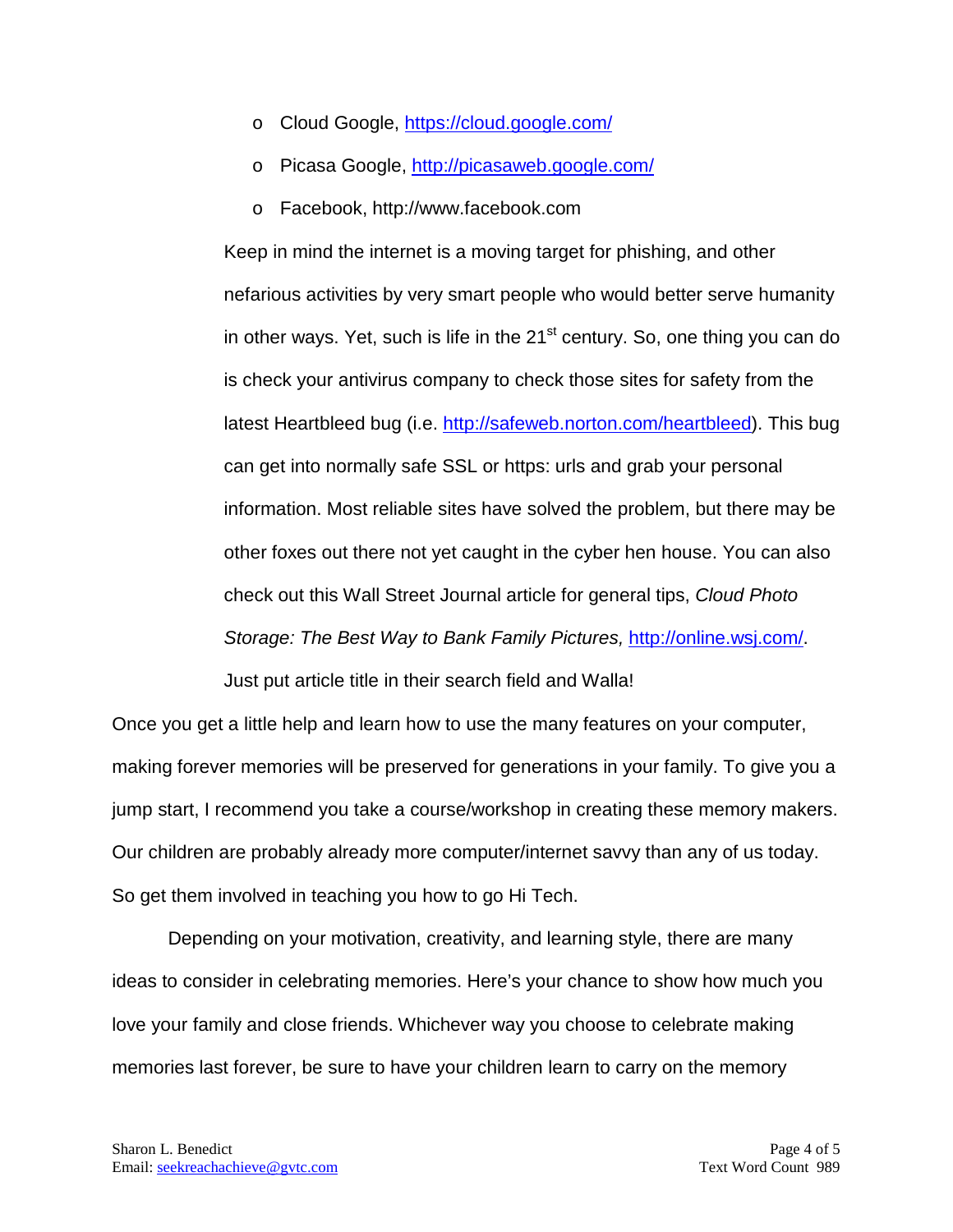- Cloud Google, https://cloud.google.com/
- Picasa Google, http://picasaweb.google.com/
- Facebook, http://www.facebook.com

Keep in mind the internet is a moving target for phishing, and other nefarious activities by very smart people who would better serve humanity in other ways. Yet, such is life in the 21st century. So, one thing you can do is check your antivirus company to check those sites for safety from the latest Heartbleed bug (i.e. http://safeweb.norton.com/heartbleed). This bug can get into normally safe SSL or https: urls and grab your personal information. Most reliable sites have solved the problem, but there may be other foxes out there not yet caught in the cyber hen house. You can also check out this Wall Street Journal article for general tips, *Cloud Photo Storage: The Best Way to Bank Family Pictures,* http://online.wsj.com/. Just put article title in their search field and Walla!

Once you get a little help and learn how to use the many features on your computer, making forever memories will be preserved for generations in your family. To give you a jump start, I recommend you take a course/workshop in creating these memory makers. Our children are probably already more computer/internet savvy than any of us today. So get them involved in teaching you how to go Hi Tech.

Depending on your motivation, creativity, and learning style, there are many ideas to consider in celebrating memories. Here's your chance to show how much you love your family and close friends. Whichever way you choose to celebrate making memories last forever, be sure to have your children learn to carry on the memory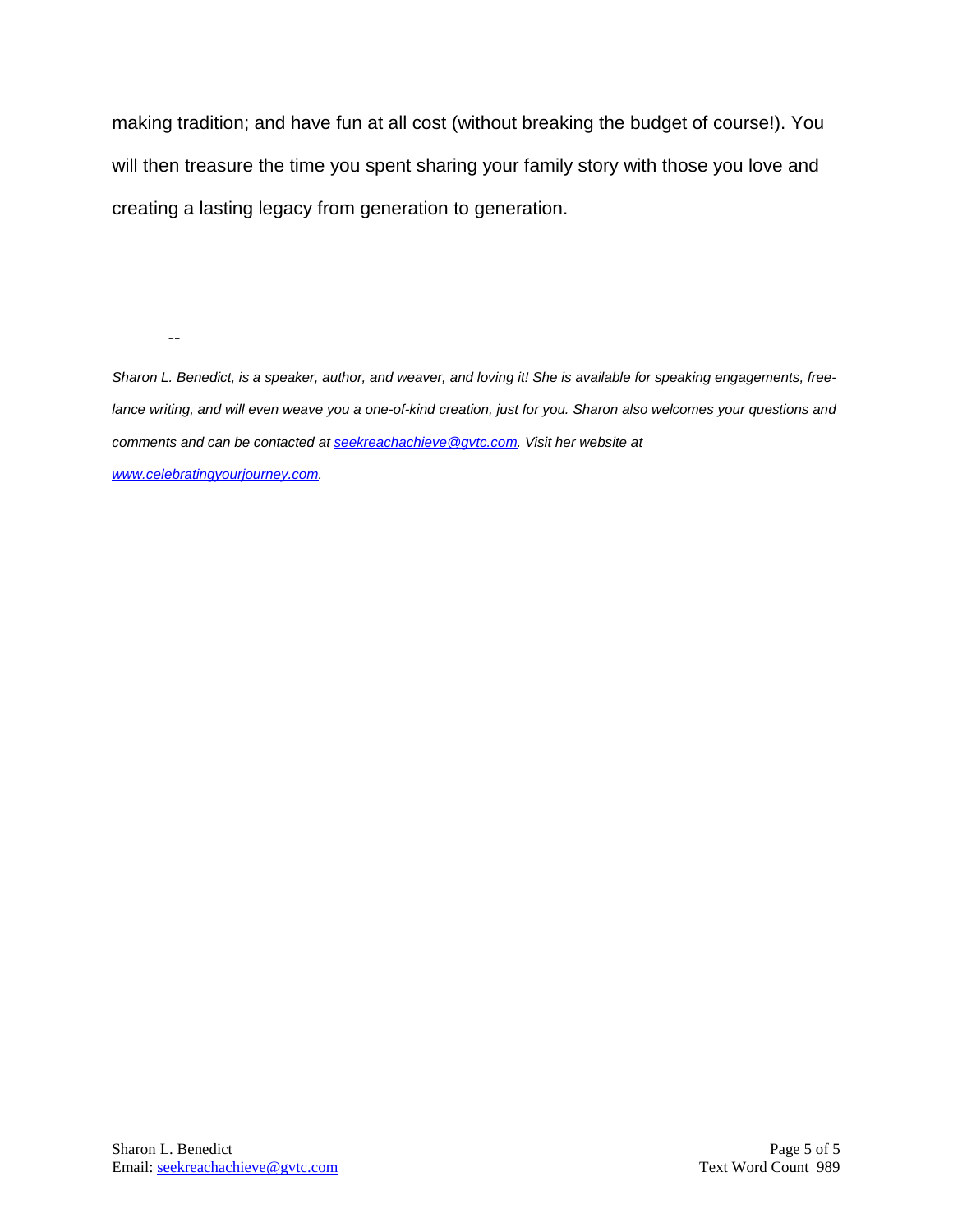making tradition; and have fun at all cost (without breaking the budget of course!). You will then treasure the time you spent sharing your family story with those you love and creating a lasting legacy from generation to generation.

--

*Sharon L. Benedict, is a speaker, author, and weaver, and loving it! She is available for speaking engagements, free-lance writing, and will even weave you a one-of-kind creation, just for you. Sharon also welcomes your questions and comments and can be contacted at [seekreachachieve@gvtc.com](mailto:seekreachachieve@gvtc.com). Visit her website at [www.celebratingyourjourney.com](http://www.celebratingyourjourney.com).*